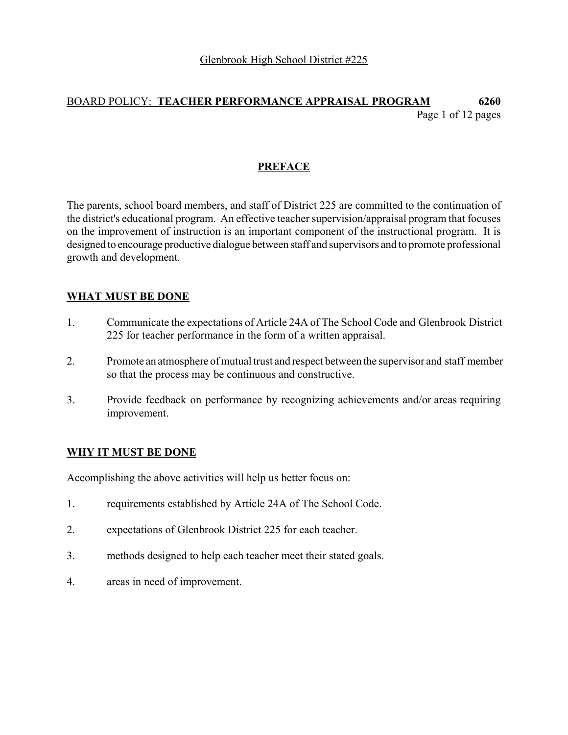Glenbrook High School District #225

BOARD POLICY: **TEACHER PERFORMANCE APPRAISAL PROGRAM** **6260**

## PREFACE

The parents, school board members, and staff of District 225 are committed to the continuation of the district's educational program. An effective teacher supervision/appraisal program that focuses on the improvement of instruction is an important component of the instructional program. It is designed to encourage productive dialogue between staff and supervisors and to promote professional growth and development.

## WHAT MUST BE DONE

1. Communicate the expectations of Article 24A of The School Code and Glenbrook District 225 for teacher performance in the form of a written appraisal.

2. Promote an atmosphere of mutual trust and respect between the supervisor and staff member so that the process may be continuous and constructive.

3. Provide feedback on performance by recognizing achievements and/or areas requiring improvement.

## WHY IT MUST BE DONE

Accomplishing the above activities will help us better focus on:

1. requirements established by Article 24A of The School Code.

2. expectations of Glenbrook District 225 for each teacher.

3. methods designed to help each teacher meet their stated goals.

4. areas in need of improvement.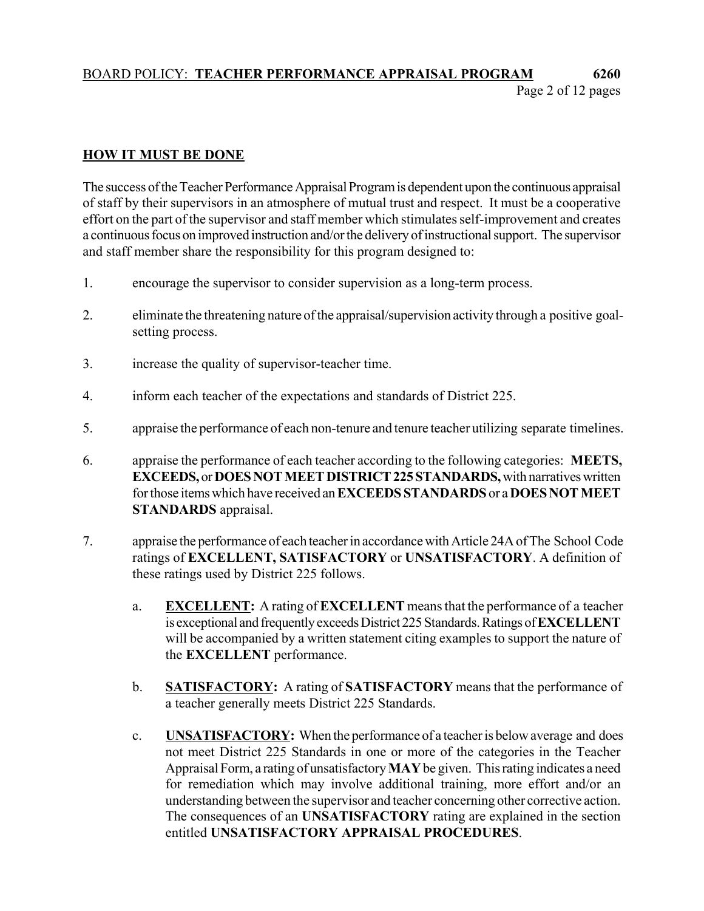## HOW IT MUST BE DONE

The success of the Teacher Performance Appraisal Program is dependent upon the continuous appraisal of staff by their supervisors in an atmosphere of mutual trust and respect. It must be a cooperative effort on the part of the supervisor and staff member which stimulates self-improvement and creates a continuous focus on improved instruction and/or the delivery of instructional support. The supervisor and staff member share the responsibility for this program designed to:

1. encourage the supervisor to consider supervision as a long-term process.
2. eliminate the threatening nature of the appraisal/supervision activity through a positive goal-setting process.
3. increase the quality of supervisor-teacher time.
4. inform each teacher of the expectations and standards of District 225.
5. appraise the performance of each non-tenure and tenure teacher utilizing separate timelines.
6. appraise the performance of each teacher according to the following categories: **MEETS, EXCEEDS,** or **DOES NOT MEET DISTRICT 225 STANDARDS,** with narratives written for those items which have received an **EXCEEDS STANDARDS** or a **DOES NOT MEET STANDARDS** appraisal.
7. appraise the performance of each teacher in accordance with Article 24A of The School Code ratings of **EXCELLENT, SATISFACTORY** or **UNSATISFACTORY**. A definition of these ratings used by District 225 follows.

    a. **EXCELLENT:** A rating of **EXCELLENT** means that the performance of a teacher is exceptional and frequently exceeds District 225 Standards. Ratings of **EXCELLENT** will be accompanied by a written statement citing examples to support the nature of the **EXCELLENT** performance.

    b. **SATISFACTORY:** A rating of **SATISFACTORY** means that the performance of a teacher generally meets District 225 Standards.

    c. **UNSATISFACTORY:** When the performance of a teacher is below average and does not meet District 225 Standards in one or more of the categories in the Teacher Appraisal Form, a rating of unsatisfactory **MAY** be given. This rating indicates a need for remediation which may involve additional training, more effort and/or an understanding between the supervisor and teacher concerning other corrective action. The consequences of an **UNSATISFACTORY** rating are explained in the section entitled **UNSATISFACTORY APPRAISAL PROCEDURES**.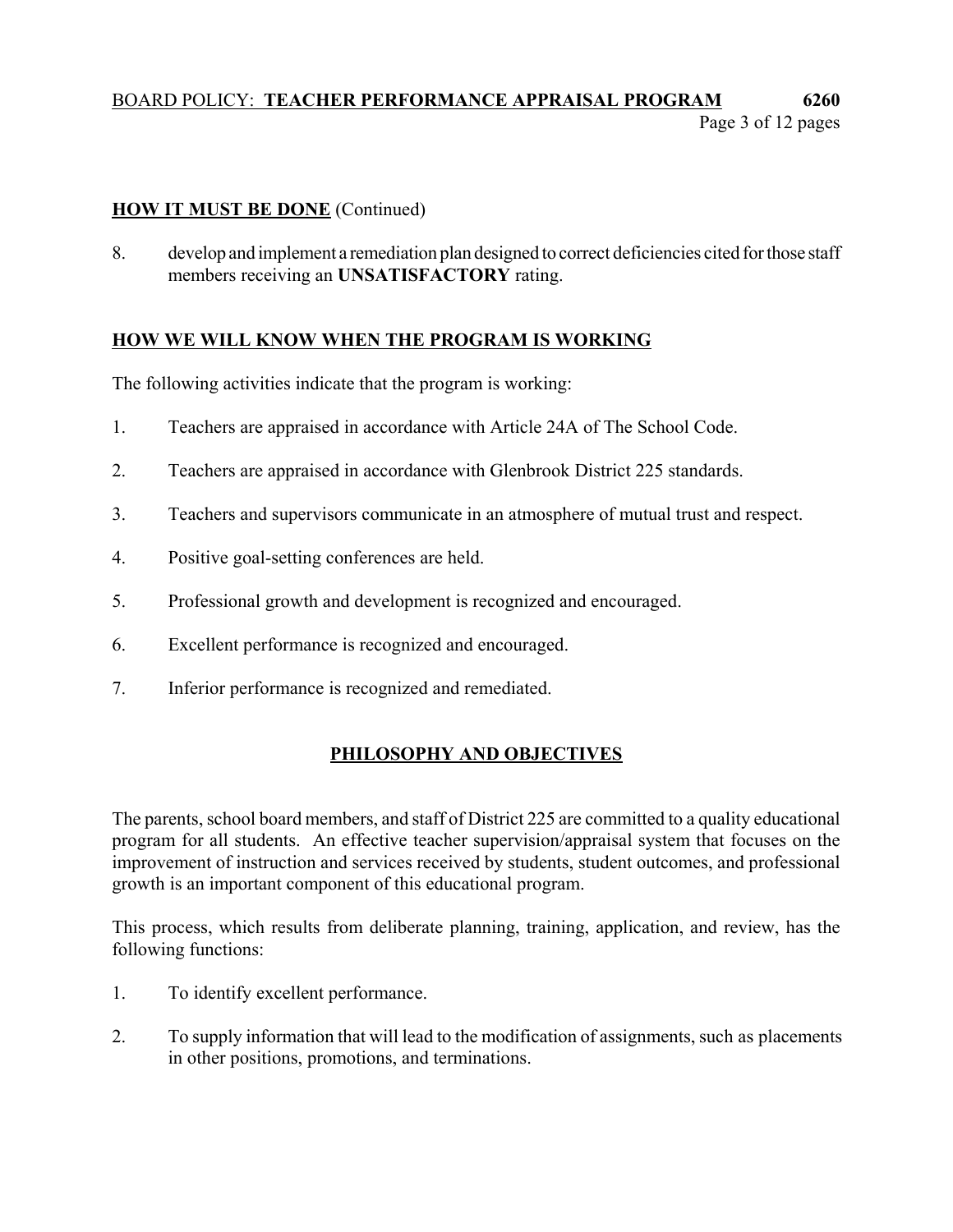**HOW IT MUST BE DONE** (Continued)

8. develop and implement a remediation plan designed to correct deficiencies cited for those staff members receiving an **UNSATISFACTORY** rating.

**HOW WE WILL KNOW WHEN THE PROGRAM IS WORKING**

The following activities indicate that the program is working:

1. Teachers are appraised in accordance with Article 24A of The School Code.
2. Teachers are appraised in accordance with Glenbrook District 225 standards.
3. Teachers and supervisors communicate in an atmosphere of mutual trust and respect.
4. Positive goal-setting conferences are held.
5. Professional growth and development is recognized and encouraged.
6. Excellent performance is recognized and encouraged.
7. Inferior performance is recognized and remediated.

## PHILOSOPHY AND OBJECTIVES

The parents, school board members, and staff of District 225 are committed to a quality educational program for all students. An effective teacher supervision/appraisal system that focuses on the improvement of instruction and services received by students, student outcomes, and professional growth is an important component of this educational program.

This process, which results from deliberate planning, training, application, and review, has the following functions:

1. To identify excellent performance.
2. To supply information that will lead to the modification of assignments, such as placements in other positions, promotions, and terminations.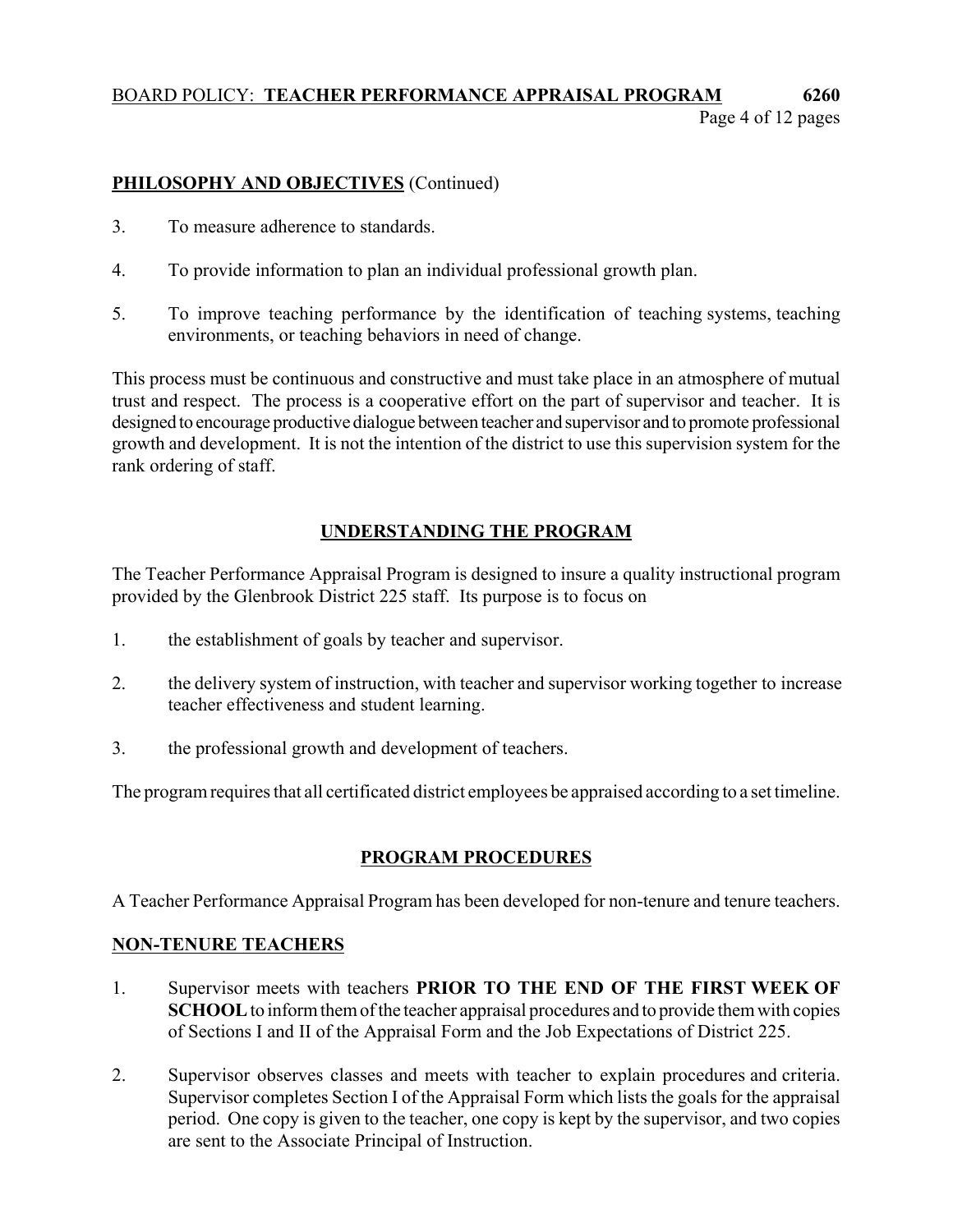**PHILOSOPHY AND OBJECTIVES** (Continued)

3. To measure adherence to standards.

4. To provide information to plan an individual professional growth plan.

5. To improve teaching performance by the identification of teaching systems, teaching environments, or teaching behaviors in need of change.

This process must be continuous and constructive and must take place in an atmosphere of mutual trust and respect. The process is a cooperative effort on the part of supervisor and teacher. It is designed to encourage productive dialogue between teacher and supervisor and to promote professional growth and development. It is not the intention of the district to use this supervision system for the rank ordering of staff.

## UNDERSTANDING THE PROGRAM

The Teacher Performance Appraisal Program is designed to insure a quality instructional program provided by the Glenbrook District 225 staff. Its purpose is to focus on

1. the establishment of goals by teacher and supervisor.

2. the delivery system of instruction, with teacher and supervisor working together to increase teacher effectiveness and student learning.

3. the professional growth and development of teachers.

The program requires that all certificated district employees be appraised according to a set timeline.

## PROGRAM PROCEDURES

A Teacher Performance Appraisal Program has been developed for non-tenure and tenure teachers.

### NON-TENURE TEACHERS

1. Supervisor meets with teachers **PRIOR TO THE END OF THE FIRST WEEK OF SCHOOL** to inform them of the teacher appraisal procedures and to provide them with copies of Sections I and II of the Appraisal Form and the Job Expectations of District 225.

2. Supervisor observes classes and meets with teacher to explain procedures and criteria. Supervisor completes Section I of the Appraisal Form which lists the goals for the appraisal period. One copy is given to the teacher, one copy is kept by the supervisor, and two copies are sent to the Associate Principal of Instruction.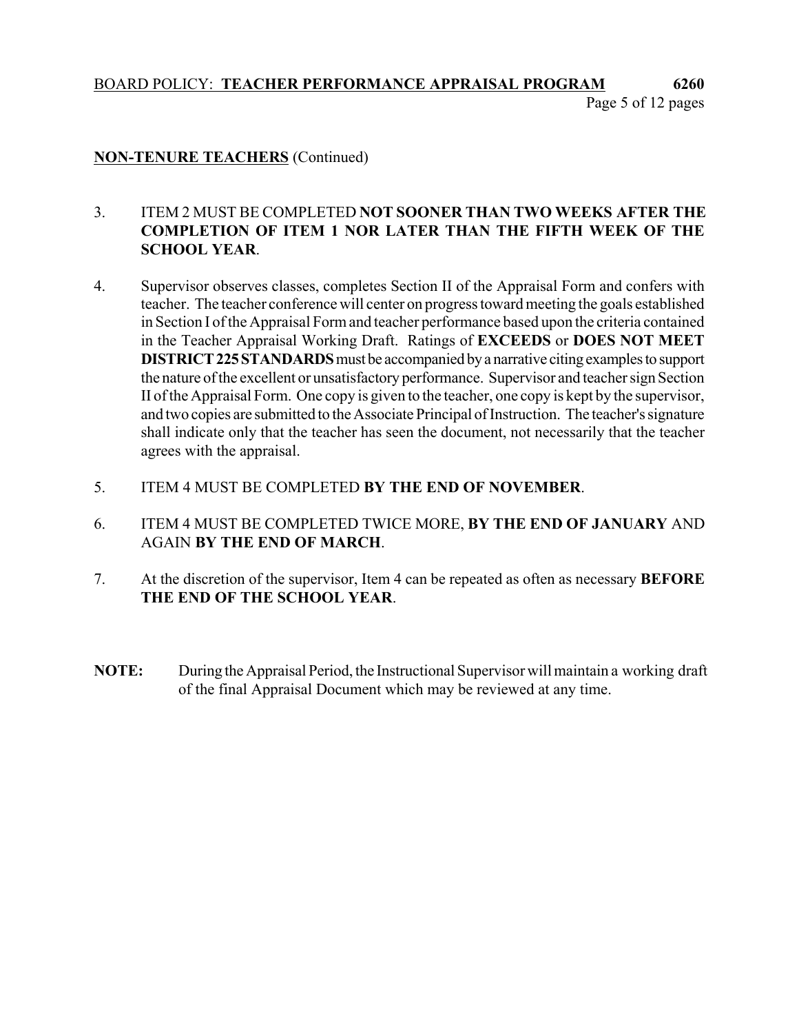**NON-TENURE TEACHERS** (Continued)

3. ITEM 2 MUST BE COMPLETED **NOT SOONER THAN TWO WEEKS AFTER THE COMPLETION OF ITEM 1 NOR LATER THAN THE FIFTH WEEK OF THE SCHOOL YEAR**.

4. Supervisor observes classes, completes Section II of the Appraisal Form and confers with teacher. The teacher conference will center on progress toward meeting the goals established in Section I of the Appraisal Form and teacher performance based upon the criteria contained in the Teacher Appraisal Working Draft. Ratings of **EXCEEDS** or **DOES NOT MEET DISTRICT 225 STANDARDS** must be accompanied by a narrative citing examples to support the nature of the excellent or unsatisfactory performance. Supervisor and teacher sign Section II of the Appraisal Form. One copy is given to the teacher, one copy is kept by the supervisor, and two copies are submitted to the Associate Principal of Instruction. The teacher's signature shall indicate only that the teacher has seen the document, not necessarily that the teacher agrees with the appraisal.

5. ITEM 4 MUST BE COMPLETED **BY THE END OF NOVEMBER**.

6. ITEM 4 MUST BE COMPLETED TWICE MORE, **BY THE END OF JANUARY** AND AGAIN **BY THE END OF MARCH**.

7. At the discretion of the supervisor, Item 4 can be repeated as often as necessary **BEFORE THE END OF THE SCHOOL YEAR**.

**NOTE:** During the Appraisal Period, the Instructional Supervisor will maintain a working draft of the final Appraisal Document which may be reviewed at any time.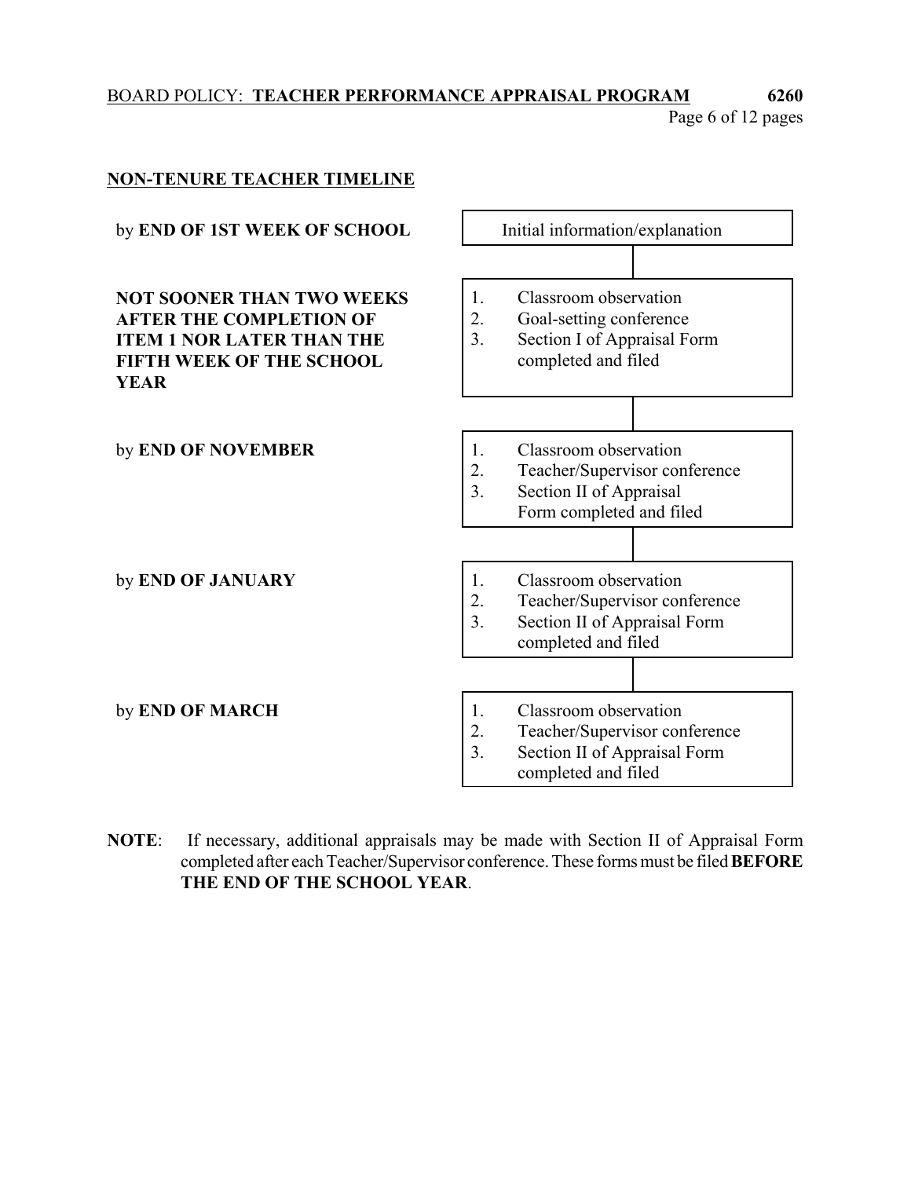## NON-TENURE TEACHER TIMELINE

| Timeline | Activities |
| --- | --- |
| by **END OF 1ST WEEK OF SCHOOL** | Initial information/explanation |
| **NOT SOONER THAN TWO WEEKS AFTER THE COMPLETION OF ITEM 1 NOR LATER THAN THE FIFTH WEEK OF THE SCHOOL YEAR** | 1. Classroom observation<br>2. Goal-setting conference<br>3. Section I of Appraisal Form completed and filed |
| by **END OF NOVEMBER** | 1. Classroom observation<br>2. Teacher/Supervisor conference<br>3. Section II of Appraisal Form completed and filed |
| by **END OF JANUARY** | 1. Classroom observation<br>2. Teacher/Supervisor conference<br>3. Section II of Appraisal Form completed and filed |
| by **END OF MARCH** | 1. Classroom observation<br>2. Teacher/Supervisor conference<br>3. Section II of Appraisal Form completed and filed |

**NOTE**: If necessary, additional appraisals may be made with Section II of Appraisal Form completed after each Teacher/Supervisor conference. These forms must be filed **BEFORE THE END OF THE SCHOOL YEAR**.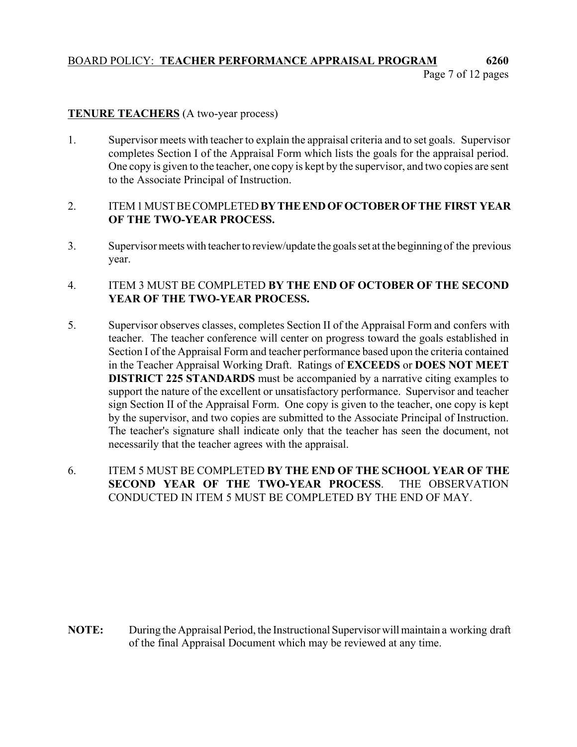**TENURE TEACHERS** (A two-year process)

1. Supervisor meets with teacher to explain the appraisal criteria and to set goals. Supervisor completes Section I of the Appraisal Form which lists the goals for the appraisal period. One copy is given to the teacher, one copy is kept by the supervisor, and two copies are sent to the Associate Principal of Instruction.

2. ITEM 1 MUST BE COMPLETED **BY THE END OF OCTOBER OF THE FIRST YEAR OF THE TWO-YEAR PROCESS.**

3. Supervisor meets with teacher to review/update the goals set at the beginning of the previous year.

4. ITEM 3 MUST BE COMPLETED **BY THE END OF OCTOBER OF THE SECOND YEAR OF THE TWO-YEAR PROCESS.**

5. Supervisor observes classes, completes Section II of the Appraisal Form and confers with teacher. The teacher conference will center on progress toward the goals established in Section I of the Appraisal Form and teacher performance based upon the criteria contained in the Teacher Appraisal Working Draft. Ratings of **EXCEEDS** or **DOES NOT MEET DISTRICT 225 STANDARDS** must be accompanied by a narrative citing examples to support the nature of the excellent or unsatisfactory performance. Supervisor and teacher sign Section II of the Appraisal Form. One copy is given to the teacher, one copy is kept by the supervisor, and two copies are submitted to the Associate Principal of Instruction. The teacher's signature shall indicate only that the teacher has seen the document, not necessarily that the teacher agrees with the appraisal.

6. ITEM 5 MUST BE COMPLETED **BY THE END OF THE SCHOOL YEAR OF THE SECOND YEAR OF THE TWO-YEAR PROCESS**. THE OBSERVATION CONDUCTED IN ITEM 5 MUST BE COMPLETED BY THE END OF MAY.

**NOTE:** During the Appraisal Period, the Instructional Supervisor will maintain a working draft of the final Appraisal Document which may be reviewed at any time.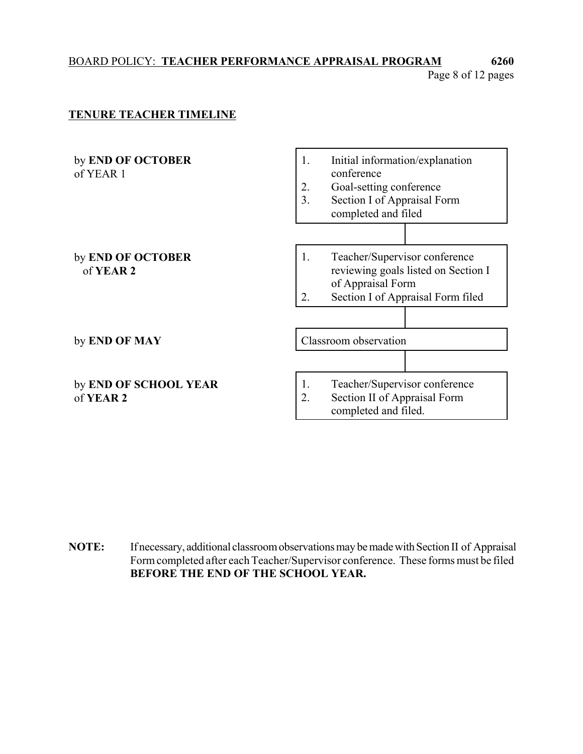## TENURE TEACHER TIMELINE

| Timeline | Activities |
| --- | --- |
| by **END OF OCTOBER** of YEAR 1 | 1. Initial information/explanation conference<br>2. Goal-setting conference<br>3. Section I of Appraisal Form completed and filed |
| by **END OF OCTOBER** of **YEAR 2** | 1. Teacher/Supervisor conference reviewing goals listed on Section I of Appraisal Form<br>2. Section I of Appraisal Form filed |
| by **END OF MAY** | Classroom observation |
| by **END OF SCHOOL YEAR** of **YEAR 2** | 1. Teacher/Supervisor conference<br>2. Section II of Appraisal Form completed and filed. |

**NOTE:** If necessary, additional classroom observations may be made with Section II of Appraisal Form completed after each Teacher/Supervisor conference. These forms must be filed **BEFORE THE END OF THE SCHOOL YEAR.**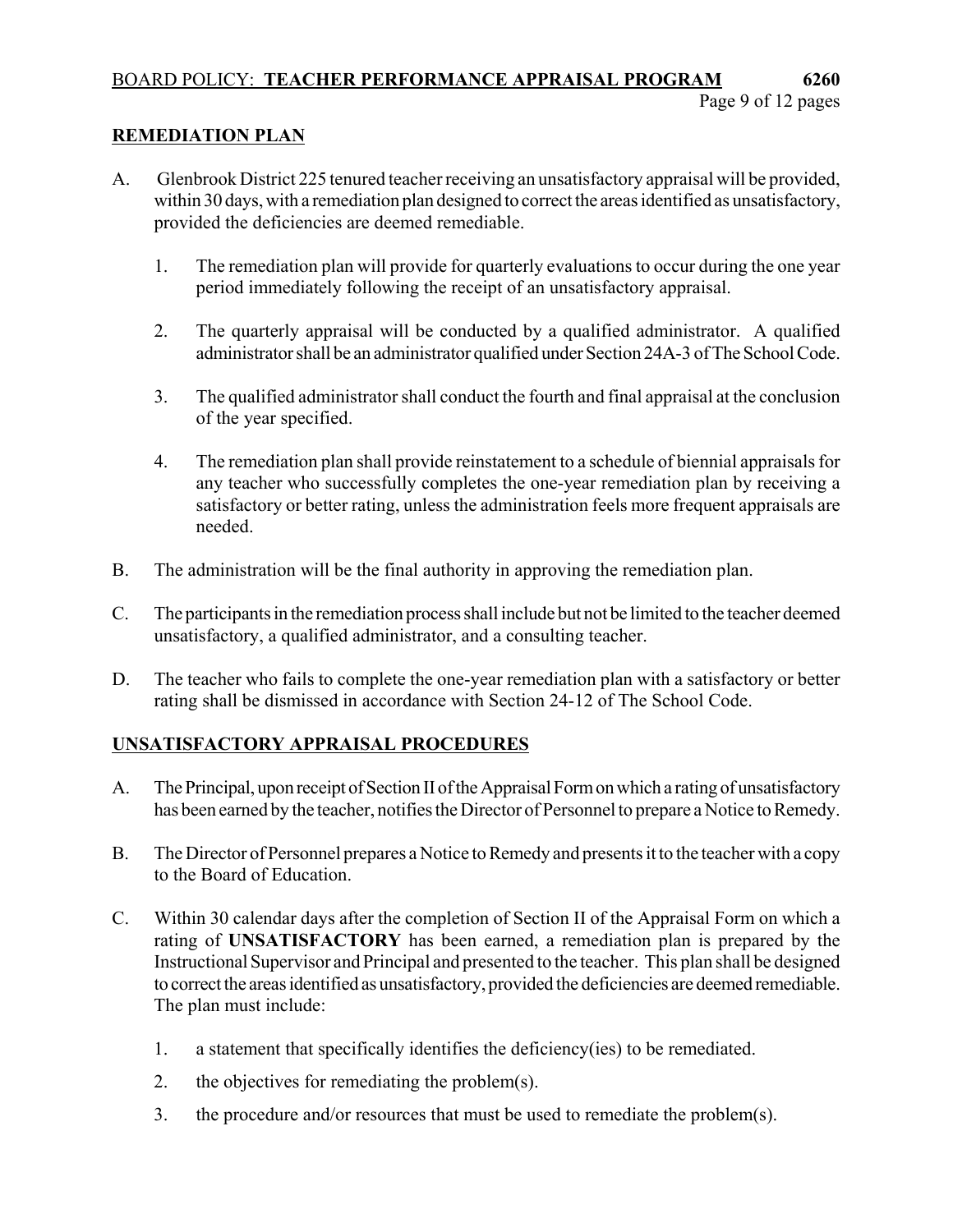## REMEDIATION PLAN

A. Glenbrook District 225 tenured teacher receiving an unsatisfactory appraisal will be provided, within 30 days, with a remediation plan designed to correct the areas identified as unsatisfactory, provided the deficiencies are deemed remediable.

   1. The remediation plan will provide for quarterly evaluations to occur during the one year period immediately following the receipt of an unsatisfactory appraisal.

   2. The quarterly appraisal will be conducted by a qualified administrator. A qualified administrator shall be an administrator qualified under Section 24A-3 of The School Code.

   3. The qualified administrator shall conduct the fourth and final appraisal at the conclusion of the year specified.

   4. The remediation plan shall provide reinstatement to a schedule of biennial appraisals for any teacher who successfully completes the one-year remediation plan by receiving a satisfactory or better rating, unless the administration feels more frequent appraisals are needed.

B. The administration will be the final authority in approving the remediation plan.

C. The participants in the remediation process shall include but not be limited to the teacher deemed unsatisfactory, a qualified administrator, and a consulting teacher.

D. The teacher who fails to complete the one-year remediation plan with a satisfactory or better rating shall be dismissed in accordance with Section 24-12 of The School Code.

## UNSATISFACTORY APPRAISAL PROCEDURES

A. The Principal, upon receipt of Section II of the Appraisal Form on which a rating of unsatisfactory has been earned by the teacher, notifies the Director of Personnel to prepare a Notice to Remedy.

B. The Director of Personnel prepares a Notice to Remedy and presents it to the teacher with a copy to the Board of Education.

C. Within 30 calendar days after the completion of Section II of the Appraisal Form on which a rating of **UNSATISFACTORY** has been earned, a remediation plan is prepared by the Instructional Supervisor and Principal and presented to the teacher. This plan shall be designed to correct the areas identified as unsatisfactory, provided the deficiencies are deemed remediable. The plan must include:

   1. a statement that specifically identifies the deficiency(ies) to be remediated.

   2. the objectives for remediating the problem(s).

   3. the procedure and/or resources that must be used to remediate the problem(s).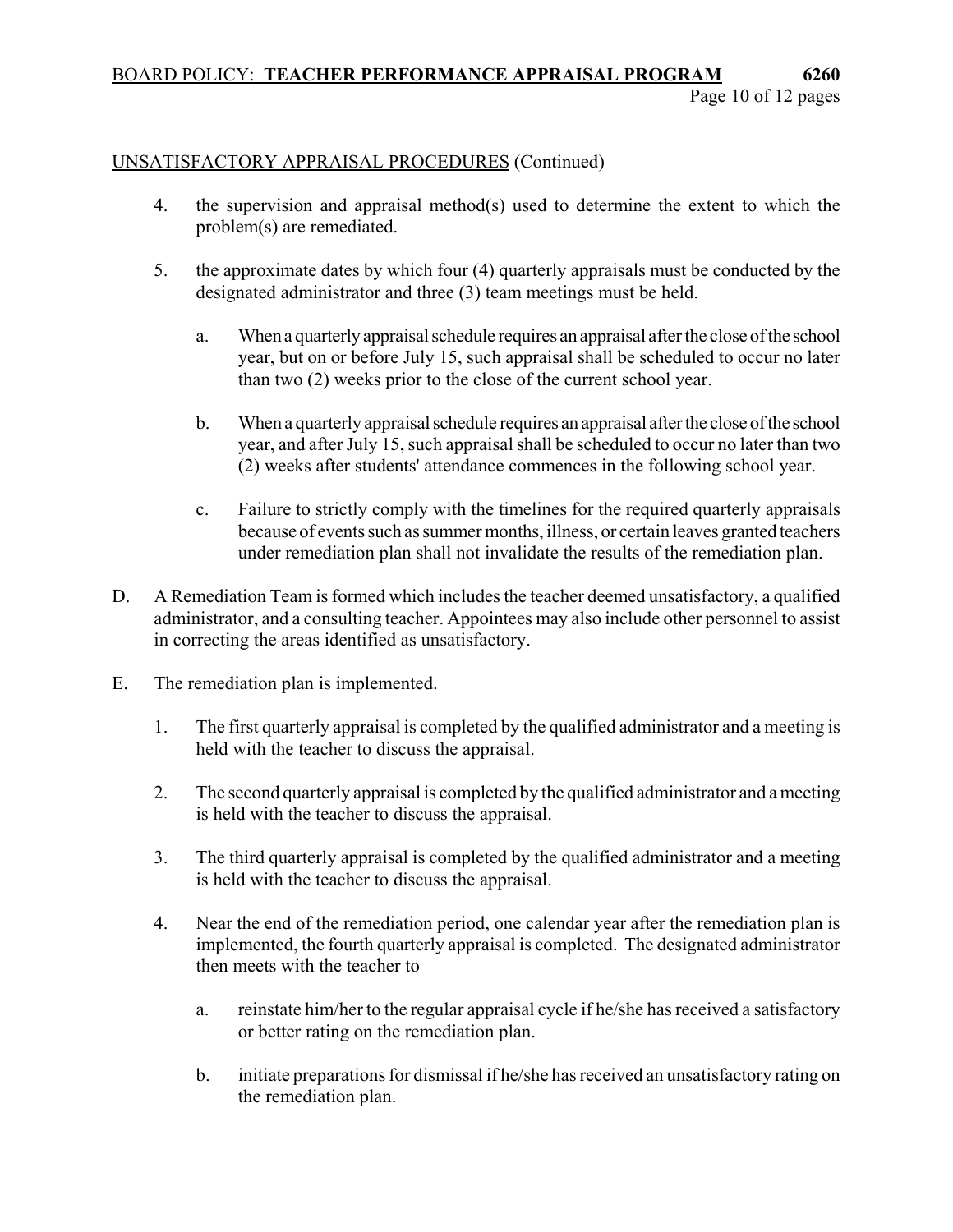UNSATISFACTORY APPRAISAL PROCEDURES (Continued)

4. the supervision and appraisal method(s) used to determine the extent to which the problem(s) are remediated.

5. the approximate dates by which four (4) quarterly appraisals must be conducted by the designated administrator and three (3) team meetings must be held.

   a. When a quarterly appraisal schedule requires an appraisal after the close of the school year, but on or before July 15, such appraisal shall be scheduled to occur no later than two (2) weeks prior to the close of the current school year.

   b. When a quarterly appraisal schedule requires an appraisal after the close of the school year, and after July 15, such appraisal shall be scheduled to occur no later than two (2) weeks after students' attendance commences in the following school year.

   c. Failure to strictly comply with the timelines for the required quarterly appraisals because of events such as summer months, illness, or certain leaves granted teachers under remediation plan shall not invalidate the results of the remediation plan.

D. A Remediation Team is formed which includes the teacher deemed unsatisfactory, a qualified administrator, and a consulting teacher. Appointees may also include other personnel to assist in correcting the areas identified as unsatisfactory.

E. The remediation plan is implemented.

   1. The first quarterly appraisal is completed by the qualified administrator and a meeting is held with the teacher to discuss the appraisal.

   2. The second quarterly appraisal is completed by the qualified administrator and a meeting is held with the teacher to discuss the appraisal.

   3. The third quarterly appraisal is completed by the qualified administrator and a meeting is held with the teacher to discuss the appraisal.

   4. Near the end of the remediation period, one calendar year after the remediation plan is implemented, the fourth quarterly appraisal is completed. The designated administrator then meets with the teacher to

      a. reinstate him/her to the regular appraisal cycle if he/she has received a satisfactory or better rating on the remediation plan.

      b. initiate preparations for dismissal if he/she has received an unsatisfactory rating on the remediation plan.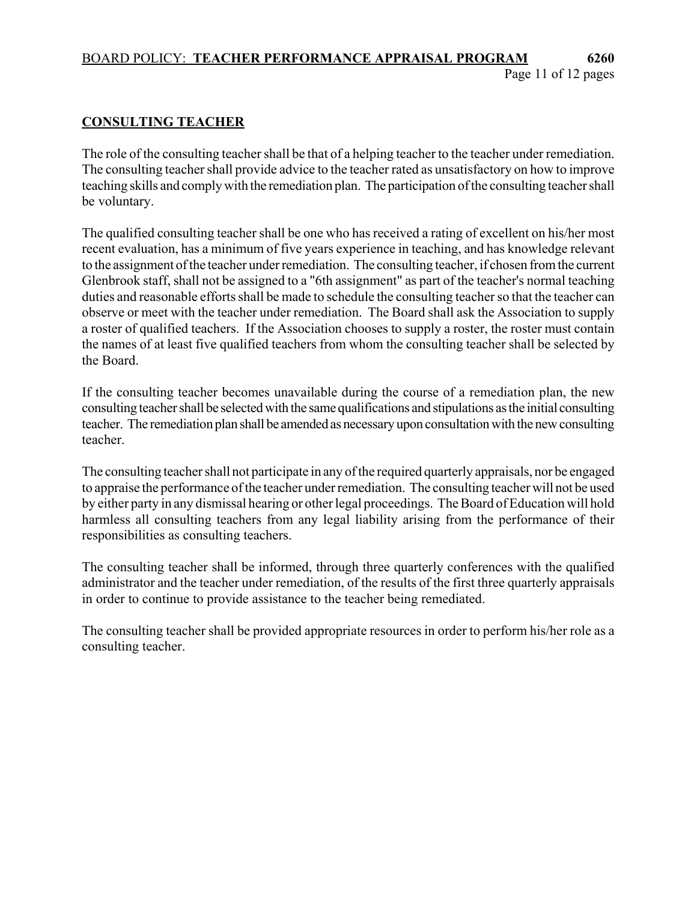## CONSULTING TEACHER

The role of the consulting teacher shall be that of a helping teacher to the teacher under remediation. The consulting teacher shall provide advice to the teacher rated as unsatisfactory on how to improve teaching skills and comply with the remediation plan. The participation of the consulting teacher shall be voluntary.

The qualified consulting teacher shall be one who has received a rating of excellent on his/her most recent evaluation, has a minimum of five years experience in teaching, and has knowledge relevant to the assignment of the teacher under remediation. The consulting teacher, if chosen from the current Glenbrook staff, shall not be assigned to a "6th assignment" as part of the teacher's normal teaching duties and reasonable efforts shall be made to schedule the consulting teacher so that the teacher can observe or meet with the teacher under remediation. The Board shall ask the Association to supply a roster of qualified teachers. If the Association chooses to supply a roster, the roster must contain the names of at least five qualified teachers from whom the consulting teacher shall be selected by the Board.

If the consulting teacher becomes unavailable during the course of a remediation plan, the new consulting teacher shall be selected with the same qualifications and stipulations as the initial consulting teacher. The remediation plan shall be amended as necessary upon consultation with the new consulting teacher.

The consulting teacher shall not participate in any of the required quarterly appraisals, nor be engaged to appraise the performance of the teacher under remediation. The consulting teacher will not be used by either party in any dismissal hearing or other legal proceedings. The Board of Education will hold harmless all consulting teachers from any legal liability arising from the performance of their responsibilities as consulting teachers.

The consulting teacher shall be informed, through three quarterly conferences with the qualified administrator and the teacher under remediation, of the results of the first three quarterly appraisals in order to continue to provide assistance to the teacher being remediated.

The consulting teacher shall be provided appropriate resources in order to perform his/her role as a consulting teacher.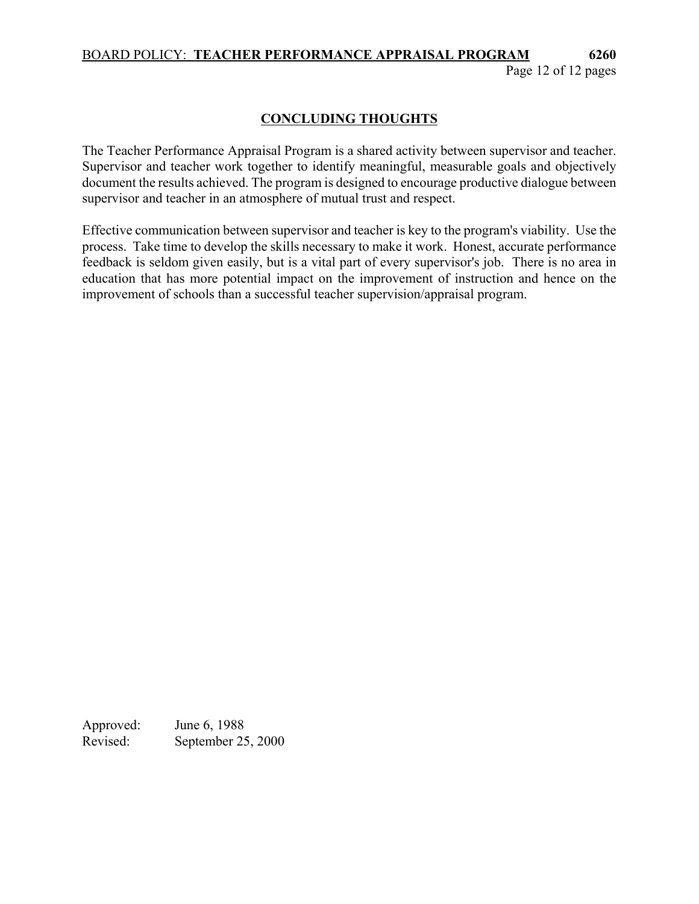## CONCLUDING THOUGHTS

The Teacher Performance Appraisal Program is a shared activity between supervisor and teacher. Supervisor and teacher work together to identify meaningful, measurable goals and objectively document the results achieved. The program is designed to encourage productive dialogue between supervisor and teacher in an atmosphere of mutual trust and respect.

Effective communication between supervisor and teacher is key to the program's viability. Use the process. Take time to develop the skills necessary to make it work. Honest, accurate performance feedback is seldom given easily, but is a vital part of every supervisor's job. There is no area in education that has more potential impact on the improvement of instruction and hence on the improvement of schools than a successful teacher supervision/appraisal program.

Approved: June 6, 1988
Revised: September 25, 2000